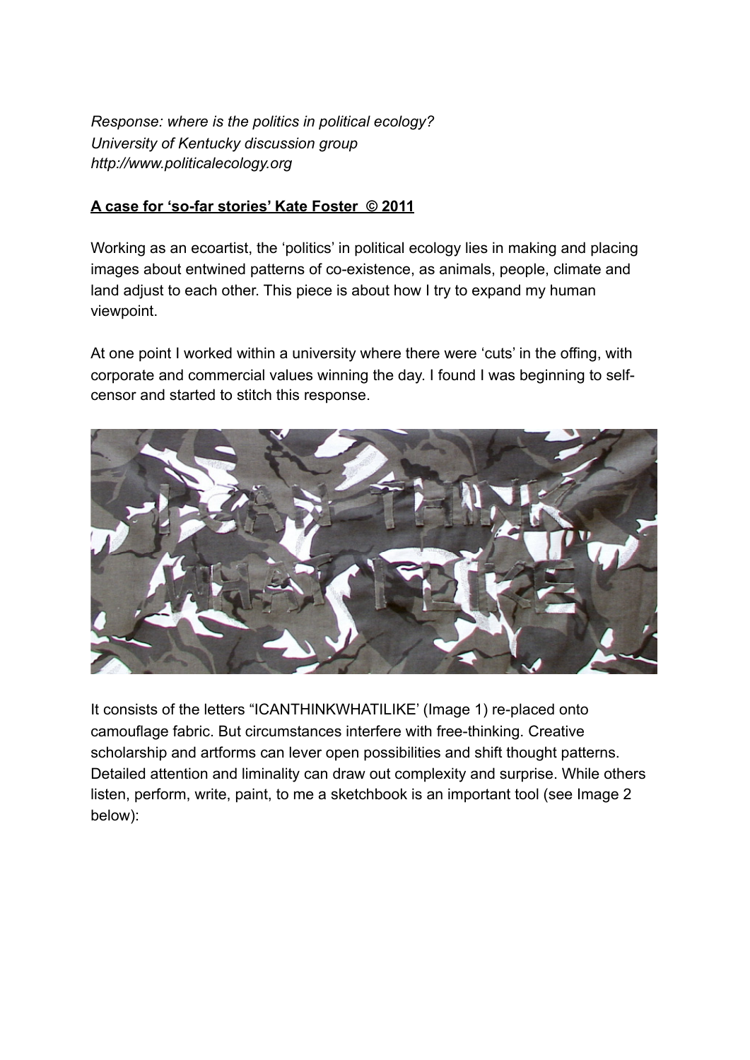*Response: where is the politics in political ecology?*
*University of Kentucky discussion group*
*http://www.politicalecology.org*

**A case for 'so-far stories' Kate Foster © 2011**

Working as an ecoartist, the 'politics' in political ecology lies in making and placing images about entwined patterns of co-existence, as animals, people, climate and land adjust to each other. This piece is about how I try to expand my human viewpoint.

At one point I worked within a university where there were 'cuts' in the offing, with corporate and commercial values winning the day. I found I was beginning to self-censor and started to stitch this response.

It consists of the letters "ICANTHINKWHATILIKE' (Image 1) re-placed onto camouflage fabric. But circumstances interfere with free-thinking. Creative scholarship and artforms can lever open possibilities and shift thought patterns. Detailed attention and liminality can draw out complexity and surprise. While others listen, perform, write, paint, to me a sketchbook is an important tool (see Image 2 below):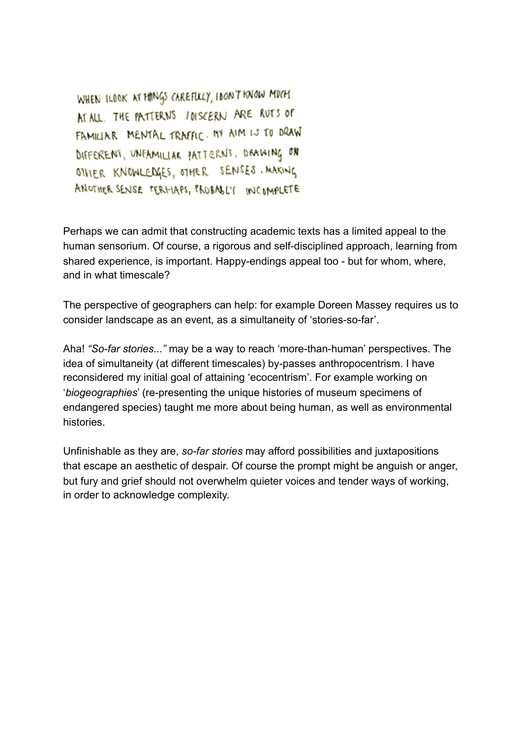WHEN I LOOK AT THINGS CAREFULLY, I DON'T KNOW MUCH AT ALL. THE PATTERNS I DISCERN ARE RUTS OF FAMILIAR MENTAL TRAFFIC. MY AIM IS TO DRAW DIFFERENT, UNFAMILIAR PATTERNS, DRAWING ON OTHER KNOWLEDGES, OTHER SENSES. MAKING ANOTHER SENSE PERHAPS, PROBABLY INCOMPLETE

Perhaps we can admit that constructing academic texts has a limited appeal to the human sensorium. Of course, a rigorous and self-disciplined approach, learning from shared experience, is important. Happy-endings appeal too - but for whom, where, and in what timescale?

The perspective of geographers can help: for example Doreen Massey requires us to consider landscape as an event, as a simultaneity of 'stories-so-far'.

Aha! *"So-far stories..."* may be a way to reach 'more-than-human' perspectives. The idea of simultaneity (at different timescales) by-passes anthropocentrism. I have reconsidered my initial goal of attaining 'ecocentrism'. For example working on '*biogeographies*' (re-presenting the unique histories of museum specimens of endangered species) taught me more about being human, as well as environmental histories.

Unfinishable as they are, *so-far stories* may afford possibilities and juxtapositions that escape an aesthetic of despair. Of course the prompt might be anguish or anger, but fury and grief should not overwhelm quieter voices and tender ways of working, in order to acknowledge complexity.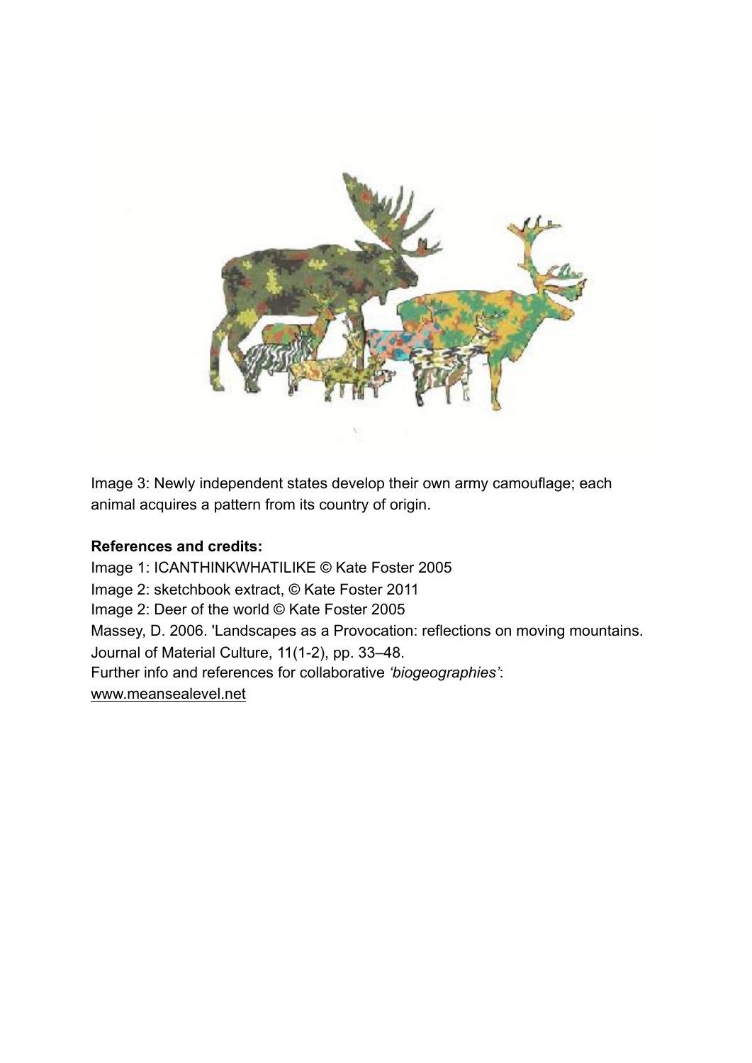Image 3: Newly independent states develop their own army camouflage; each animal acquires a pattern from its country of origin.

**References and credits:**

Image 1: ICANTHINKWHATILIKE © Kate Foster 2005
Image 2: sketchbook extract, © Kate Foster 2011
Image 2: Deer of the world © Kate Foster 2005
Massey, D. 2006. 'Landscapes as a Provocation: reflections on moving mountains. Journal of Material Culture, 11(1-2), pp. 33–48.
Further info and references for collaborative *'biogeographies'*:
www.meansealevel.net